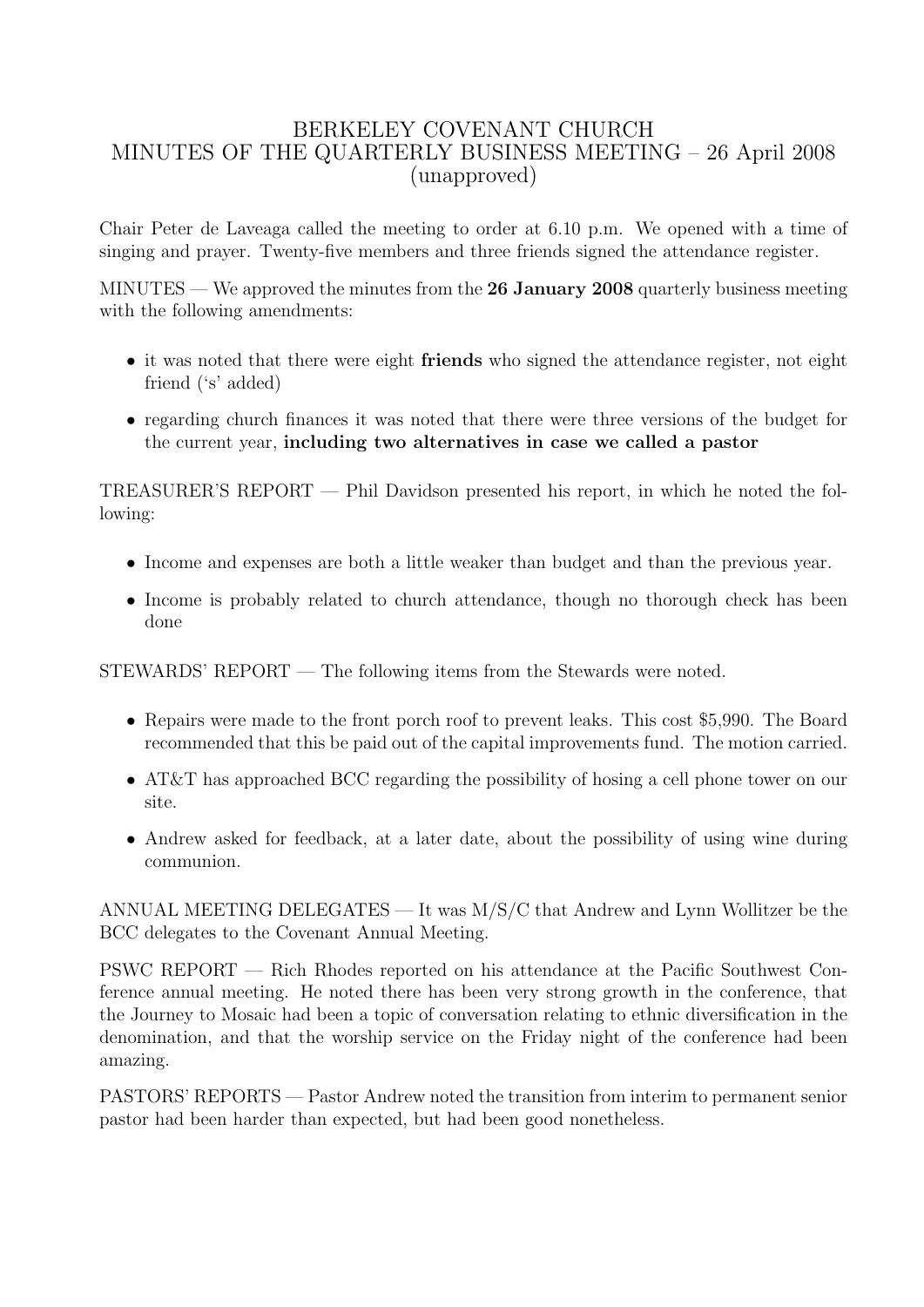# BERKELEY COVENANT CHURCH
## MINUTES OF THE QUARTERLY BUSINESS MEETING – 26 April 2008
### (unapproved)

Chair Peter de Laveaga called the meeting to order at 6.10 p.m. We opened with a time of singing and prayer. Twenty-five members and three friends signed the attendance register.

MINUTES — We approved the minutes from the **26 January 2008** quarterly business meeting with the following amendments:

- it was noted that there were eight **friends** who signed the attendance register, not eight friend ('s' added)
- regarding church finances it was noted that there were three versions of the budget for the current year, **including two alternatives in case we called a pastor**

TREASURER'S REPORT — Phil Davidson presented his report, in which he noted the following:

- Income and expenses are both a little weaker than budget and than the previous year.
- Income is probably related to church attendance, though no thorough check has been done

STEWARDS' REPORT — The following items from the Stewards were noted.

- Repairs were made to the front porch roof to prevent leaks. This cost $5,990. The Board recommended that this be paid out of the capital improvements fund. The motion carried.
- AT&T has approached BCC regarding the possibility of hosing a cell phone tower on our site.
- Andrew asked for feedback, at a later date, about the possibility of using wine during communion.

ANNUAL MEETING DELEGATES — It was M/S/C that Andrew and Lynn Wollitzer be the BCC delegates to the Covenant Annual Meeting.

PSWC REPORT — Rich Rhodes reported on his attendance at the Pacific Southwest Conference annual meeting. He noted there has been very strong growth in the conference, that the Journey to Mosaic had been a topic of conversation relating to ethnic diversification in the denomination, and that the worship service on the Friday night of the conference had been amazing.

PASTORS' REPORTS — Pastor Andrew noted the transition from interim to permanent senior pastor had been harder than expected, but had been good nonetheless.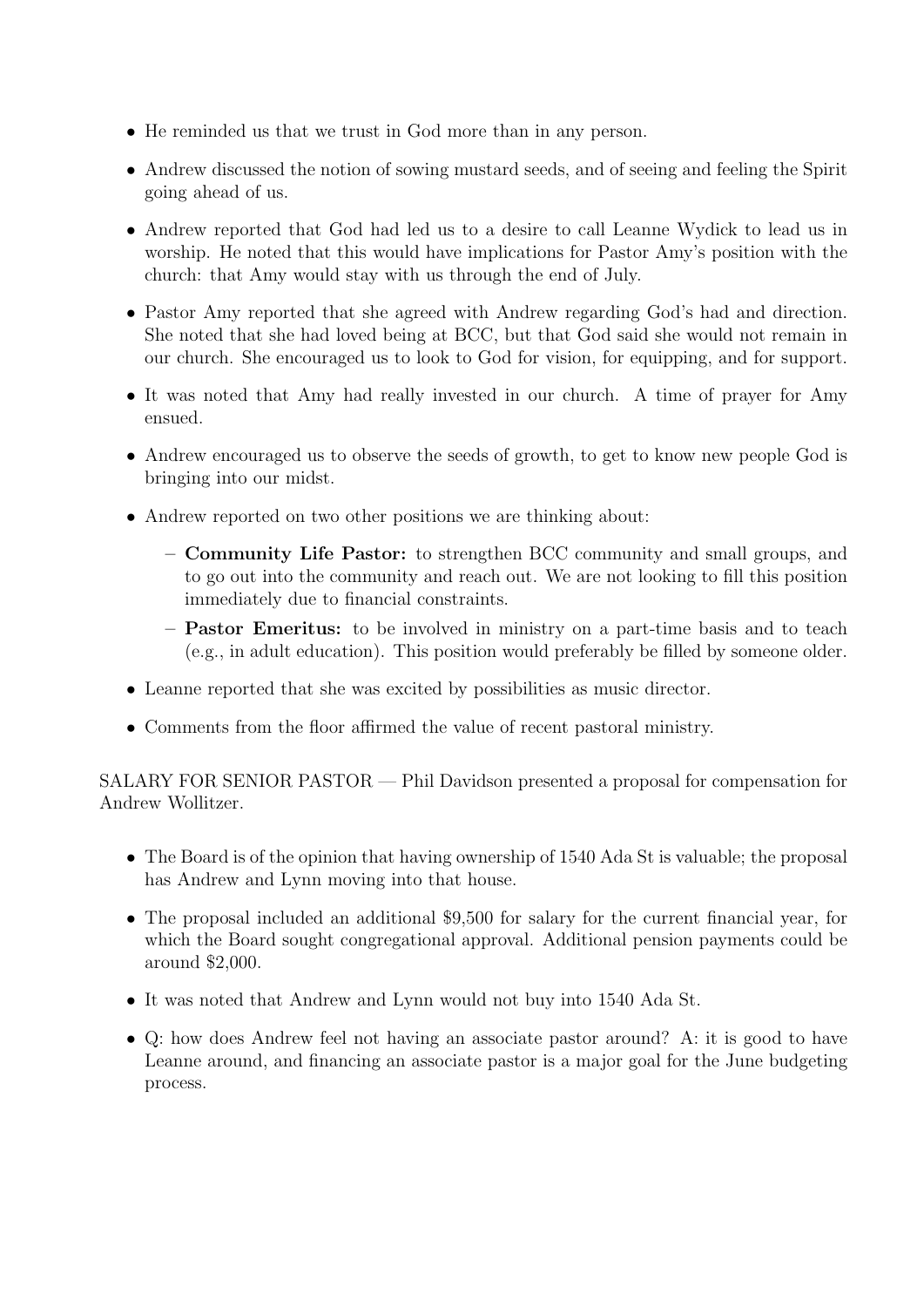- He reminded us that we trust in God more than in any person.
- Andrew discussed the notion of sowing mustard seeds, and of seeing and feeling the Spirit going ahead of us.
- Andrew reported that God had led us to a desire to call Leanne Wydick to lead us in worship. He noted that this would have implications for Pastor Amy's position with the church: that Amy would stay with us through the end of July.
- Pastor Amy reported that she agreed with Andrew regarding God's had and direction. She noted that she had loved being at BCC, but that God said she would not remain in our church. She encouraged us to look to God for vision, for equipping, and for support.
- It was noted that Amy had really invested in our church. A time of prayer for Amy ensued.
- Andrew encouraged us to observe the seeds of growth, to get to know new people God is bringing into our midst.
- Andrew reported on two other positions we are thinking about:
  - **Community Life Pastor:** to strengthen BCC community and small groups, and to go out into the community and reach out. We are not looking to fill this position immediately due to financial constraints.
  - **Pastor Emeritus:** to be involved in ministry on a part-time basis and to teach (e.g., in adult education). This position would preferably be filled by someone older.
- Leanne reported that she was excited by possibilities as music director.
- Comments from the floor affirmed the value of recent pastoral ministry.

SALARY FOR SENIOR PASTOR — Phil Davidson presented a proposal for compensation for Andrew Wollitzer.

- The Board is of the opinion that having ownership of 1540 Ada St is valuable; the proposal has Andrew and Lynn moving into that house.
- The proposal included an additional $9,500 for salary for the current financial year, for which the Board sought congregational approval. Additional pension payments could be around $2,000.
- It was noted that Andrew and Lynn would not buy into 1540 Ada St.
- Q: how does Andrew feel not having an associate pastor around? A: it is good to have Leanne around, and financing an associate pastor is a major goal for the June budgeting process.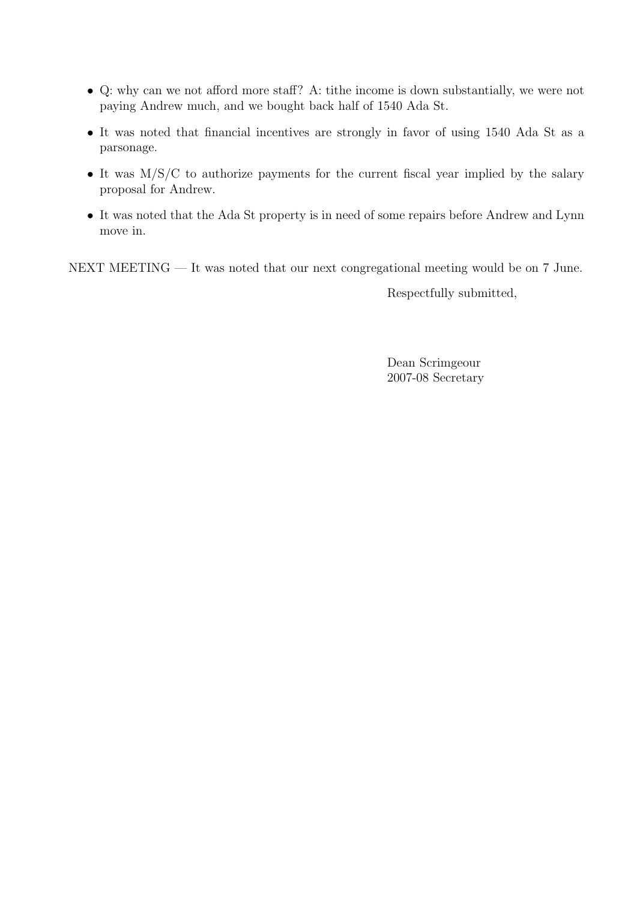- Q: why can we not afford more staff? A: tithe income is down substantially, we were not paying Andrew much, and we bought back half of 1540 Ada St.
- It was noted that financial incentives are strongly in favor of using 1540 Ada St as a parsonage.
- It was M/S/C to authorize payments for the current fiscal year implied by the salary proposal for Andrew.
- It was noted that the Ada St property is in need of some repairs before Andrew and Lynn move in.

NEXT MEETING — It was noted that our next congregational meeting would be on 7 June.

Respectfully submitted,

Dean Scrimgeour
2007-08 Secretary